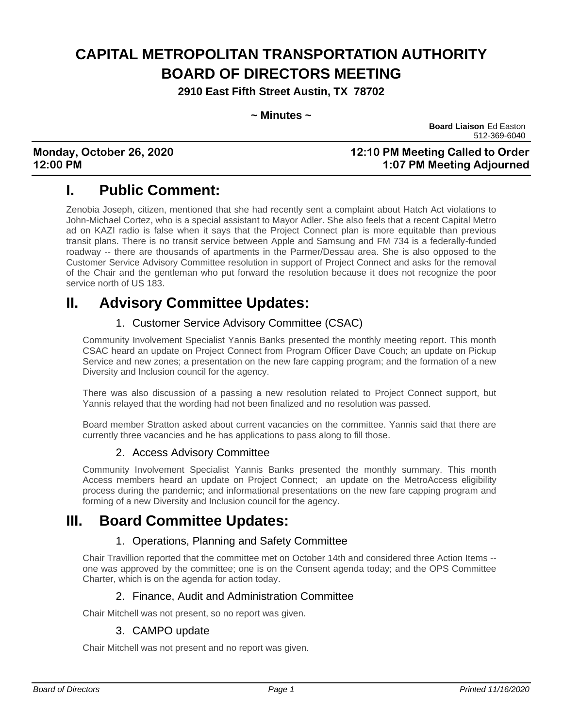# CAPITAL METROPOLITAN TRANSPORTATION AUTHORITY BOARD OF DIRECTORS MEETING

**2910 East Fifth Street Austin, TX 78702**

**~ Minutes ~**

**Board Liaison** Ed Easton
512-369-6040

**Monday, October 26, 2020** **12:10 PM Meeting Called to Order**
**12:00 PM** **1:07 PM Meeting Adjourned**

## I. Public Comment:

Zenobia Joseph, citizen, mentioned that she had recently sent a complaint about Hatch Act violations to John-Michael Cortez, who is a special assistant to Mayor Adler. She also feels that a recent Capital Metro ad on KAZI radio is false when it says that the Project Connect plan is more equitable than previous transit plans. There is no transit service between Apple and Samsung and FM 734 is a federally-funded roadway -- there are thousands of apartments in the Parmer/Dessau area. She is also opposed to the Customer Service Advisory Committee resolution in support of Project Connect and asks for the removal of the Chair and the gentleman who put forward the resolution because it does not recognize the poor service north of US 183.

## II. Advisory Committee Updates:

### 1. Customer Service Advisory Committee (CSAC)

Community Involvement Specialist Yannis Banks presented the monthly meeting report. This month CSAC heard an update on Project Connect from Program Officer Dave Couch; an update on Pickup Service and new zones; a presentation on the new fare capping program; and the formation of a new Diversity and Inclusion council for the agency.

There was also discussion of a passing a new resolution related to Project Connect support, but Yannis relayed that the wording had not been finalized and no resolution was passed.

Board member Stratton asked about current vacancies on the committee. Yannis said that there are currently three vacancies and he has applications to pass along to fill those.

### 2. Access Advisory Committee

Community Involvement Specialist Yannis Banks presented the monthly summary. This month Access members heard an update on Project Connect; an update on the MetroAccess eligibility process during the pandemic; and informational presentations on the new fare capping program and forming of a new Diversity and Inclusion council for the agency.

## III. Board Committee Updates:

### 1. Operations, Planning and Safety Committee

Chair Travillion reported that the committee met on October 14th and considered three Action Items -- one was approved by the committee; one is on the Consent agenda today; and the OPS Committee Charter, which is on the agenda for action today.

### 2. Finance, Audit and Administration Committee

Chair Mitchell was not present, so no report was given.

### 3. CAMPO update

Chair Mitchell was not present and no report was given.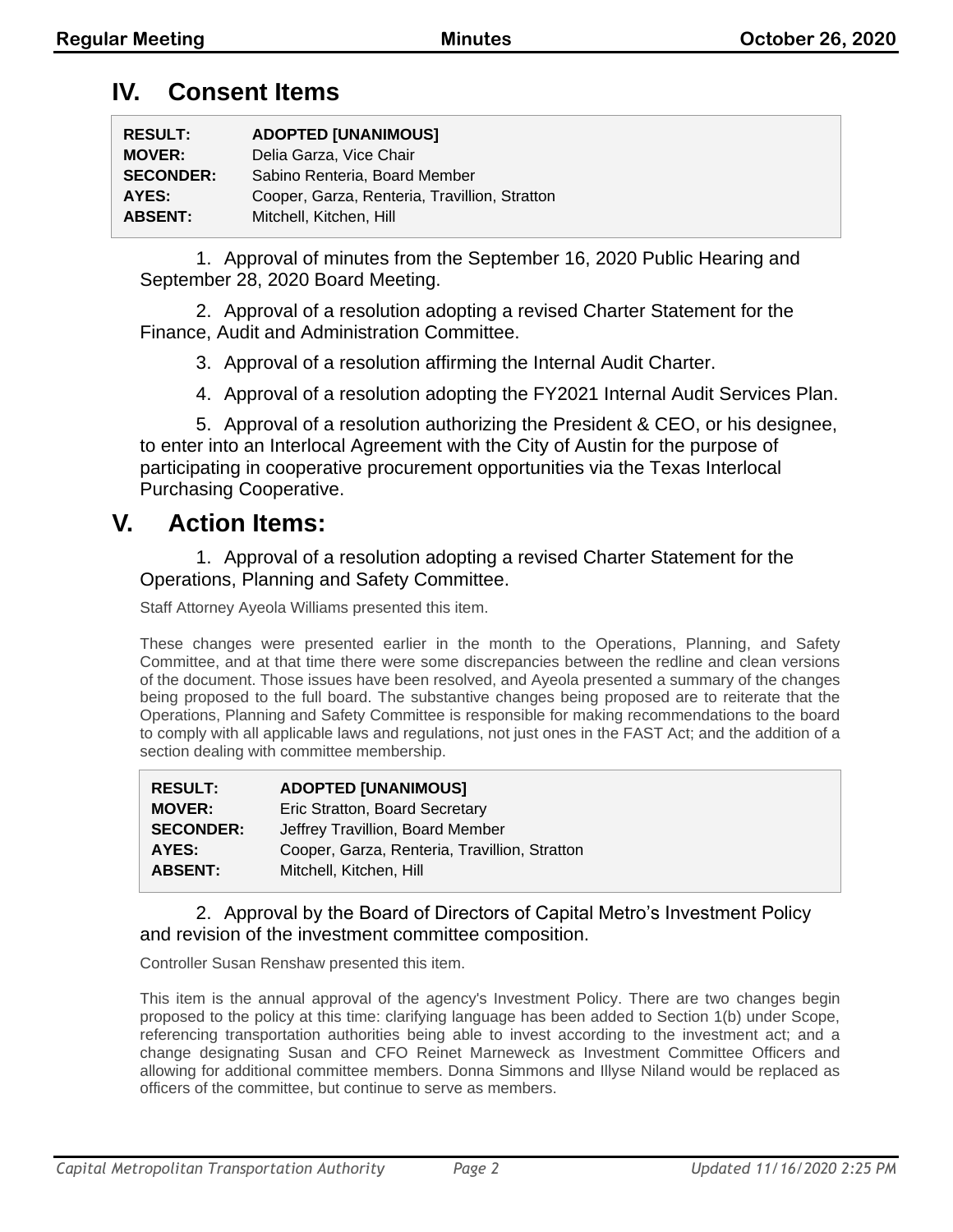# IV. Consent Items

| | |
|---|---|
| **RESULT:** | **ADOPTED [UNANIMOUS]** |
| **MOVER:** | Delia Garza, Vice Chair |
| **SECONDER:** | Sabino Renteria, Board Member |
| **AYES:** | Cooper, Garza, Renteria, Travillion, Stratton |
| **ABSENT:** | Mitchell, Kitchen, Hill |

1. Approval of minutes from the September 16, 2020 Public Hearing and September 28, 2020 Board Meeting.

2. Approval of a resolution adopting a revised Charter Statement for the Finance, Audit and Administration Committee.

3. Approval of a resolution affirming the Internal Audit Charter.

4. Approval of a resolution adopting the FY2021 Internal Audit Services Plan.

5. Approval of a resolution authorizing the President & CEO, or his designee, to enter into an Interlocal Agreement with the City of Austin for the purpose of participating in cooperative procurement opportunities via the Texas Interlocal Purchasing Cooperative.

# V. Action Items:

1. Approval of a resolution adopting a revised Charter Statement for the Operations, Planning and Safety Committee.

Staff Attorney Ayeola Williams presented this item.

These changes were presented earlier in the month to the Operations, Planning, and Safety Committee, and at that time there were some discrepancies between the redline and clean versions of the document. Those issues have been resolved, and Ayeola presented a summary of the changes being proposed to the full board. The substantive changes being proposed are to reiterate that the Operations, Planning and Safety Committee is responsible for making recommendations to the board to comply with all applicable laws and regulations, not just ones in the FAST Act; and the addition of a section dealing with committee membership.

| | |
|---|---|
| **RESULT:** | **ADOPTED [UNANIMOUS]** |
| **MOVER:** | Eric Stratton, Board Secretary |
| **SECONDER:** | Jeffrey Travillion, Board Member |
| **AYES:** | Cooper, Garza, Renteria, Travillion, Stratton |
| **ABSENT:** | Mitchell, Kitchen, Hill |

2. Approval by the Board of Directors of Capital Metro's Investment Policy and revision of the investment committee composition.

Controller Susan Renshaw presented this item.

This item is the annual approval of the agency's Investment Policy. There are two changes begin proposed to the policy at this time: clarifying language has been added to Section 1(b) under Scope, referencing transportation authorities being able to invest according to the investment act; and a change designating Susan and CFO Reinet Marneweck as Investment Committee Officers and allowing for additional committee members. Donna Simmons and Illyse Niland would be replaced as officers of the committee, but continue to serve as members.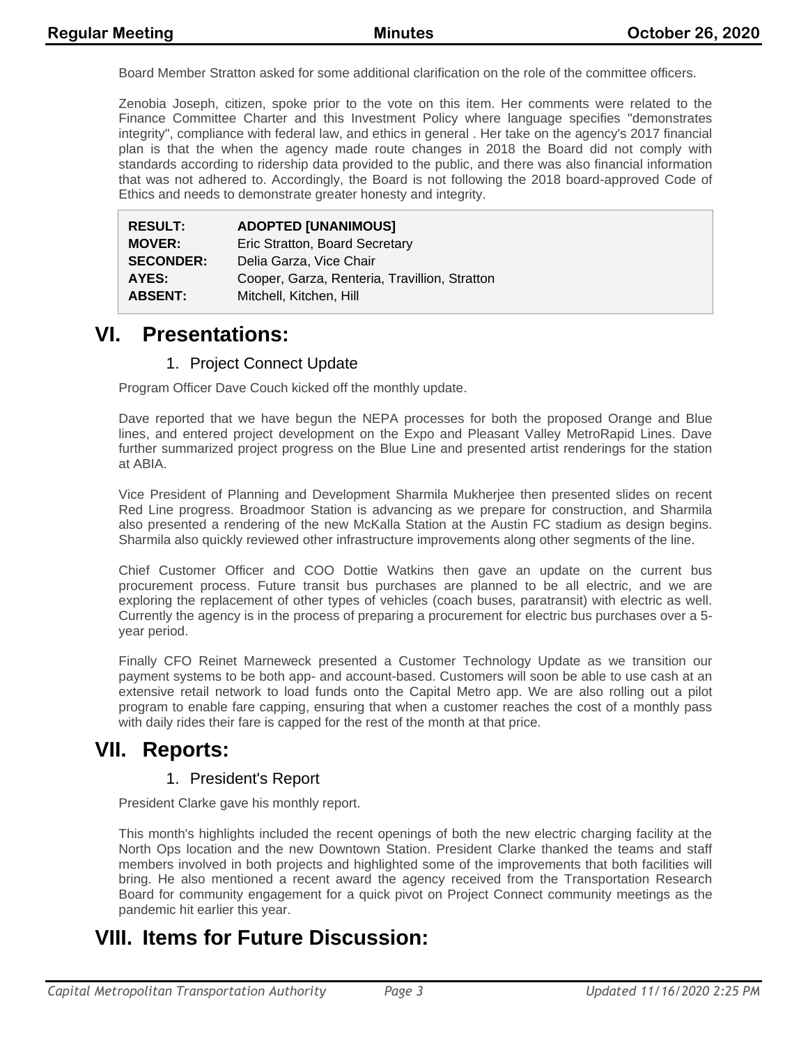Board Member Stratton asked for some additional clarification on the role of the committee officers.

Zenobia Joseph, citizen, spoke prior to the vote on this item. Her comments were related to the Finance Committee Charter and this Investment Policy where language specifies "demonstrates integrity", compliance with federal law, and ethics in general . Her take on the agency's 2017 financial plan is that the when the agency made route changes in 2018 the Board did not comply with standards according to ridership data provided to the public, and there was also financial information that was not adhered to. Accordingly, the Board is not following the 2018 board-approved Code of Ethics and needs to demonstrate greater honesty and integrity.

| | |
|---|---|
| **RESULT:** | **ADOPTED [UNANIMOUS]** |
| **MOVER:** | Eric Stratton, Board Secretary |
| **SECONDER:** | Delia Garza, Vice Chair |
| **AYES:** | Cooper, Garza, Renteria, Travillion, Stratton |
| **ABSENT:** | Mitchell, Kitchen, Hill |

# VI. Presentations:

## 1. Project Connect Update

Program Officer Dave Couch kicked off the monthly update.

Dave reported that we have begun the NEPA processes for both the proposed Orange and Blue lines, and entered project development on the Expo and Pleasant Valley MetroRapid Lines. Dave further summarized project progress on the Blue Line and presented artist renderings for the station at ABIA.

Vice President of Planning and Development Sharmila Mukherjee then presented slides on recent Red Line progress. Broadmoor Station is advancing as we prepare for construction, and Sharmila also presented a rendering of the new McKalla Station at the Austin FC stadium as design begins. Sharmila also quickly reviewed other infrastructure improvements along other segments of the line.

Chief Customer Officer and COO Dottie Watkins then gave an update on the current bus procurement process. Future transit bus purchases are planned to be all electric, and we are exploring the replacement of other types of vehicles (coach buses, paratransit) with electric as well. Currently the agency is in the process of preparing a procurement for electric bus purchases over a 5-year period.

Finally CFO Reinet Marneweck presented a Customer Technology Update as we transition our payment systems to be both app- and account-based. Customers will soon be able to use cash at an extensive retail network to load funds onto the Capital Metro app. We are also rolling out a pilot program to enable fare capping, ensuring that when a customer reaches the cost of a monthly pass with daily rides their fare is capped for the rest of the month at that price.

# VII. Reports:

## 1. President's Report

President Clarke gave his monthly report.

This month's highlights included the recent openings of both the new electric charging facility at the North Ops location and the new Downtown Station. President Clarke thanked the teams and staff members involved in both projects and highlighted some of the improvements that both facilities will bring. He also mentioned a recent award the agency received from the Transportation Research Board for community engagement for a quick pivot on Project Connect community meetings as the pandemic hit earlier this year.

# VIII. Items for Future Discussion: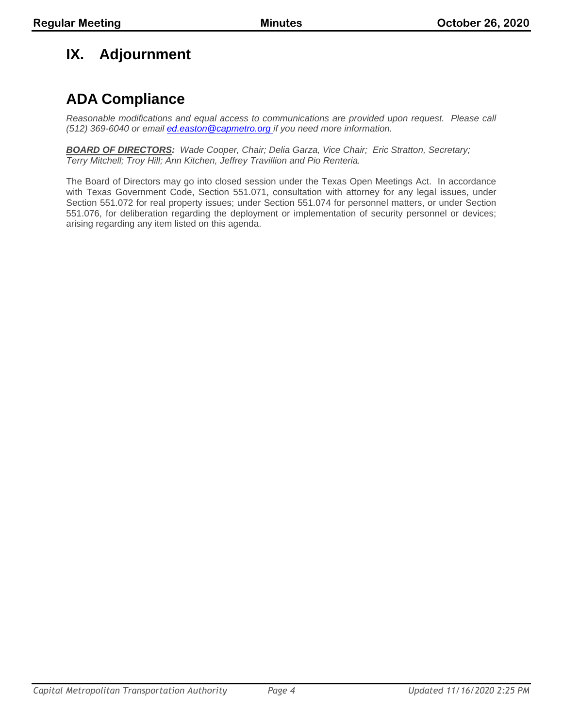# IX. Adjournment

## ADA Compliance

*Reasonable modifications and equal access to communications are provided upon request. Please call (512) 369-6040 or email ed.easton@capmetro.org if you need more information.*

***BOARD OF DIRECTORS:*** *Wade Cooper, Chair; Delia Garza, Vice Chair; Eric Stratton, Secretary; Terry Mitchell; Troy Hill; Ann Kitchen, Jeffrey Travillion and Pio Renteria.*

The Board of Directors may go into closed session under the Texas Open Meetings Act. In accordance with Texas Government Code, Section 551.071, consultation with attorney for any legal issues, under Section 551.072 for real property issues; under Section 551.074 for personnel matters, or under Section 551.076, for deliberation regarding the deployment or implementation of security personnel or devices; arising regarding any item listed on this agenda.